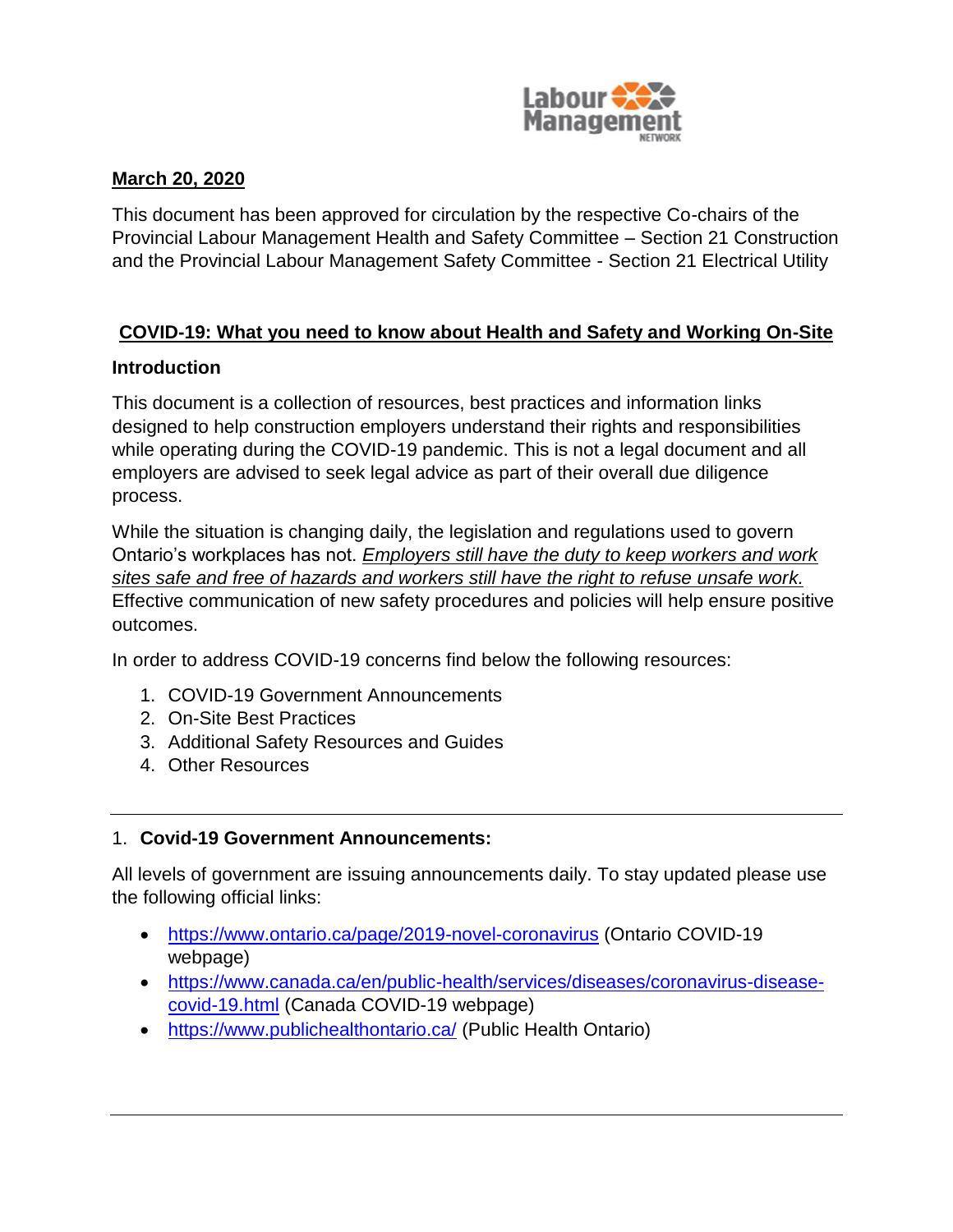**March 20, 2020**

This document has been approved for circulation by the respective Co-chairs of the Provincial Labour Management Health and Safety Committee – Section 21 Construction and the Provincial Labour Management Safety Committee - Section 21 Electrical Utility

## COVID-19: What you need to know about Health and Safety and Working On-Site

### Introduction

This document is a collection of resources, best practices and information links designed to help construction employers understand their rights and responsibilities while operating during the COVID-19 pandemic. This is not a legal document and all employers are advised to seek legal advice as part of their overall due diligence process.

While the situation is changing daily, the legislation and regulations used to govern Ontario's workplaces has not. *Employers still have the duty to keep workers and work sites safe and free of hazards and workers still have the right to refuse unsafe work.* Effective communication of new safety procedures and policies will help ensure positive outcomes.

In order to address COVID-19 concerns find below the following resources:

1. COVID-19 Government Announcements
2. On-Site Best Practices
3. Additional Safety Resources and Guides
4. Other Resources

---

### 1. Covid-19 Government Announcements:

All levels of government are issuing announcements daily. To stay updated please use the following official links:

- https://www.ontario.ca/page/2019-novel-coronavirus (Ontario COVID-19 webpage)
- https://www.canada.ca/en/public-health/services/diseases/coronavirus-disease-covid-19.html (Canada COVID-19 webpage)
- https://www.publichealthontario.ca/ (Public Health Ontario)

---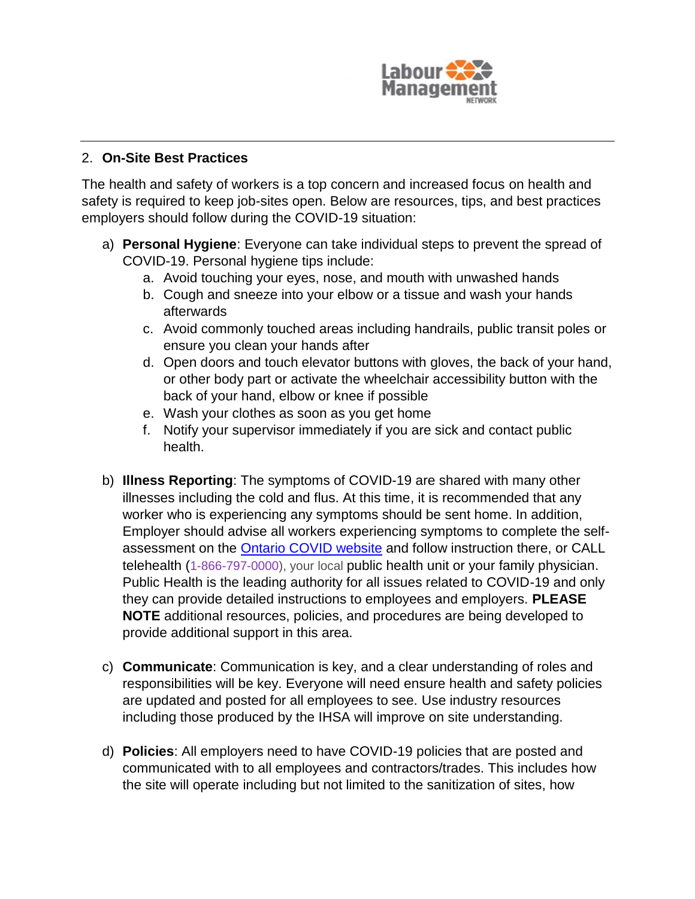2. **On-Site Best Practices**

The health and safety of workers is a top concern and increased focus on health and safety is required to keep job-sites open. Below are resources, tips, and best practices employers should follow during the COVID-19 situation:

a) **Personal Hygiene**: Everyone can take individual steps to prevent the spread of COVID-19. Personal hygiene tips include:
   a. Avoid touching your eyes, nose, and mouth with unwashed hands
   b. Cough and sneeze into your elbow or a tissue and wash your hands afterwards
   c. Avoid commonly touched areas including handrails, public transit poles or ensure you clean your hands after
   d. Open doors and touch elevator buttons with gloves, the back of your hand, or other body part or activate the wheelchair accessibility button with the back of your hand, elbow or knee if possible
   e. Wash your clothes as soon as you get home
   f. Notify your supervisor immediately if you are sick and contact public health.

b) **Illness Reporting**: The symptoms of COVID-19 are shared with many other illnesses including the cold and flus. At this time, it is recommended that any worker who is experiencing any symptoms should be sent home. In addition, Employer should advise all workers experiencing symptoms to complete the self-assessment on the Ontario COVID website and follow instruction there, or CALL telehealth (1-866-797-0000), your local public health unit or your family physician. Public Health is the leading authority for all issues related to COVID-19 and only they can provide detailed instructions to employees and employers. **PLEASE NOTE** additional resources, policies, and procedures are being developed to provide additional support in this area.

c) **Communicate**: Communication is key, and a clear understanding of roles and responsibilities will be key. Everyone will need ensure health and safety policies are updated and posted for all employees to see. Use industry resources including those produced by the IHSA will improve on site understanding.

d) **Policies**: All employers need to have COVID-19 policies that are posted and communicated with to all employees and contractors/trades. This includes how the site will operate including but not limited to the sanitization of sites, how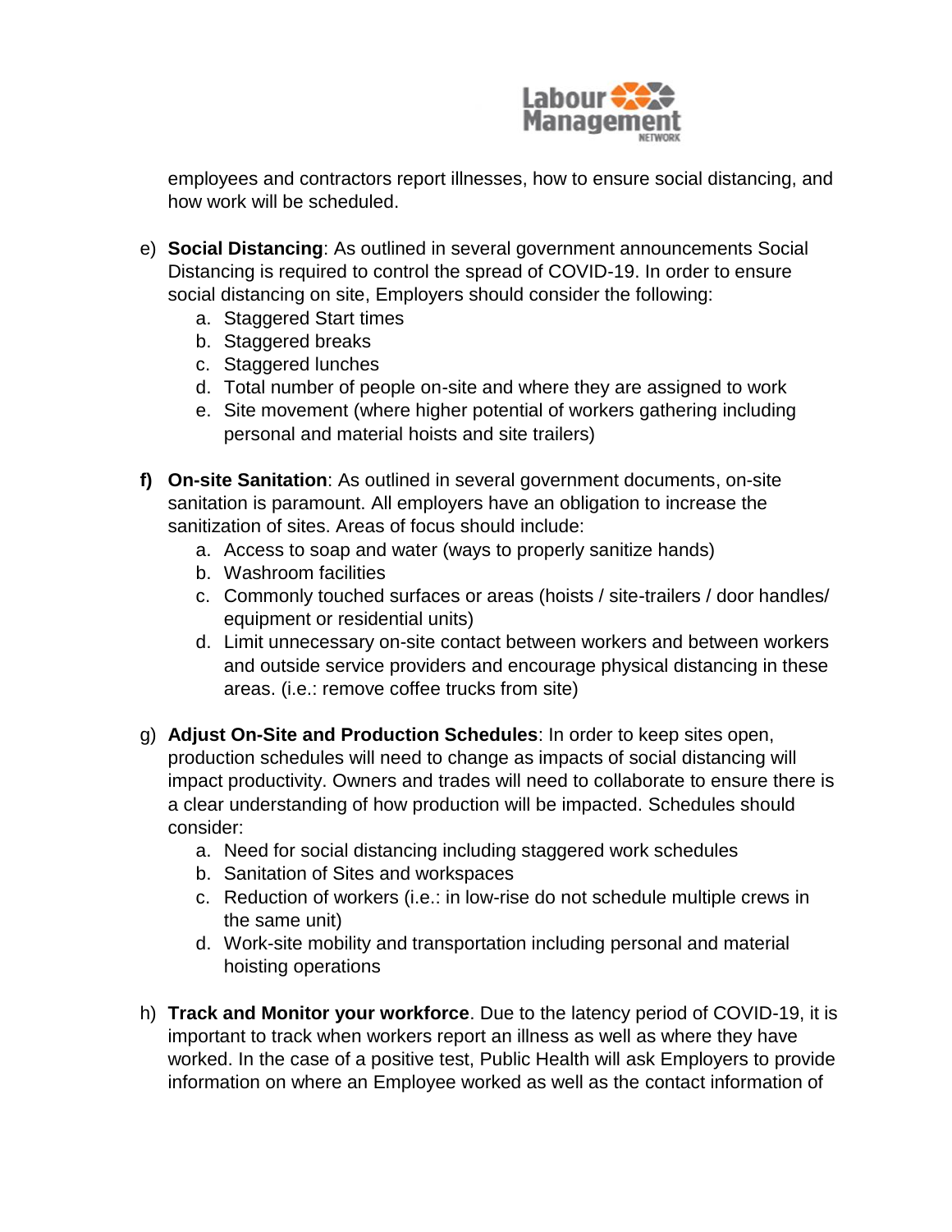employees and contractors report illnesses, how to ensure social distancing, and how work will be scheduled.

e) **Social Distancing**: As outlined in several government announcements Social Distancing is required to control the spread of COVID-19. In order to ensure social distancing on site, Employers should consider the following:
    a. Staggered Start times
    b. Staggered breaks
    c. Staggered lunches
    d. Total number of people on-site and where they are assigned to work
    e. Site movement (where higher potential of workers gathering including personal and material hoists and site trailers)

**f)** **On-site Sanitation**: As outlined in several government documents, on-site sanitation is paramount. All employers have an obligation to increase the sanitization of sites. Areas of focus should include:
    a. Access to soap and water (ways to properly sanitize hands)
    b. Washroom facilities
    c. Commonly touched surfaces or areas (hoists / site-trailers / door handles/ equipment or residential units)
    d. Limit unnecessary on-site contact between workers and between workers and outside service providers and encourage physical distancing in these areas. (i.e.: remove coffee trucks from site)

g) **Adjust On-Site and Production Schedules**: In order to keep sites open, production schedules will need to change as impacts of social distancing will impact productivity. Owners and trades will need to collaborate to ensure there is a clear understanding of how production will be impacted. Schedules should consider:
    a. Need for social distancing including staggered work schedules
    b. Sanitation of Sites and workspaces
    c. Reduction of workers (i.e.: in low-rise do not schedule multiple crews in the same unit)
    d. Work-site mobility and transportation including personal and material hoisting operations

h) **Track and Monitor your workforce**. Due to the latency period of COVID-19, it is important to track when workers report an illness as well as where they have worked. In the case of a positive test, Public Health will ask Employers to provide information on where an Employee worked as well as the contact information of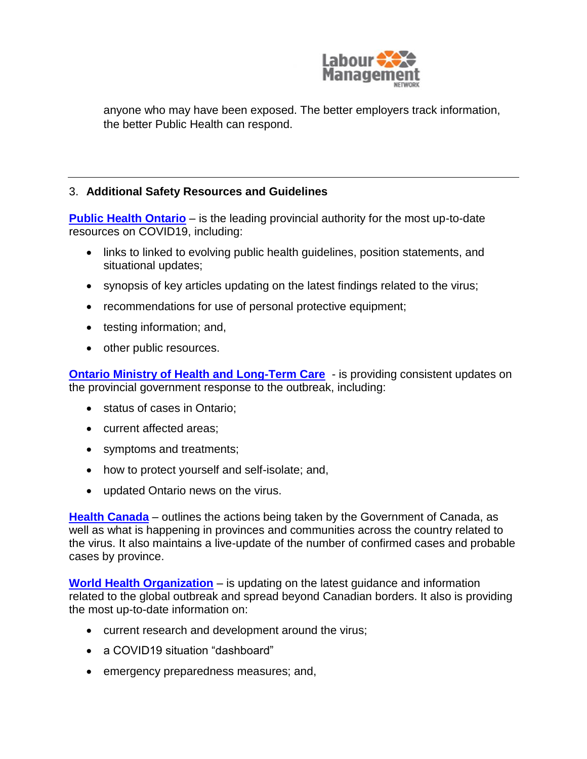anyone who may have been exposed. The better employers track information, the better Public Health can respond.

---

## 3. Additional Safety Resources and Guidelines

**Public Health Ontario** – is the leading provincial authority for the most up-to-date resources on COVID19, including:

- links to linked to evolving public health guidelines, position statements, and situational updates;
- synopsis of key articles updating on the latest findings related to the virus;
- recommendations for use of personal protective equipment;
- testing information; and,
- other public resources.

**Ontario Ministry of Health and Long-Term Care** - is providing consistent updates on the provincial government response to the outbreak, including:

- status of cases in Ontario;
- current affected areas;
- symptoms and treatments;
- how to protect yourself and self-isolate; and,
- updated Ontario news on the virus.

**Health Canada** – outlines the actions being taken by the Government of Canada, as well as what is happening in provinces and communities across the country related to the virus. It also maintains a live-update of the number of confirmed cases and probable cases by province.

**World Health Organization** – is updating on the latest guidance and information related to the global outbreak and spread beyond Canadian borders. It also is providing the most up-to-date information on:

- current research and development around the virus;
- a COVID19 situation "dashboard"
- emergency preparedness measures; and,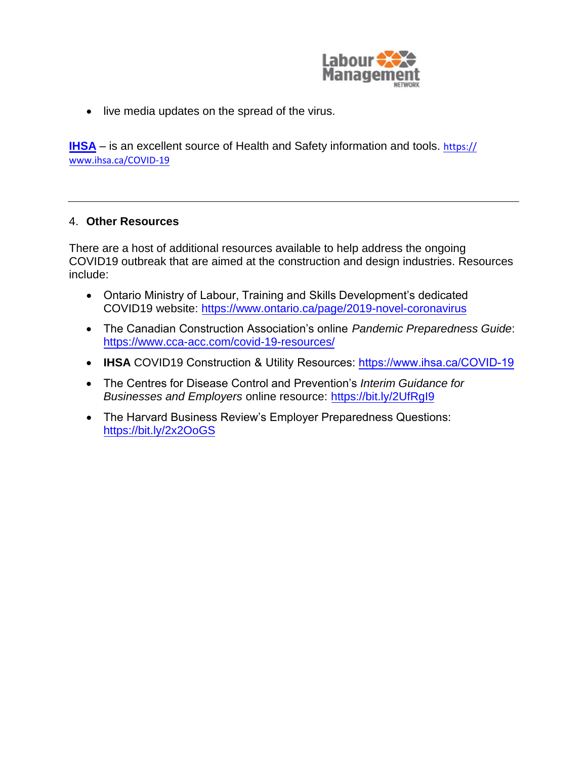- live media updates on the spread of the virus.

**IHSA** – is an excellent source of Health and Safety information and tools. https://www.ihsa.ca/COVID-19

---

4. **Other Resources**

There are a host of additional resources available to help address the ongoing COVID19 outbreak that are aimed at the construction and design industries. Resources include:

- Ontario Ministry of Labour, Training and Skills Development's dedicated COVID19 website: https://www.ontario.ca/page/2019-novel-coronavirus
- The Canadian Construction Association's online *Pandemic Preparedness Guide*: https://www.cca-acc.com/covid-19-resources/
- **IHSA** COVID19 Construction & Utility Resources: https://www.ihsa.ca/COVID-19
- The Centres for Disease Control and Prevention's *Interim Guidance for Businesses and Employers* online resource: https://bit.ly/2UfRgI9
- The Harvard Business Review's Employer Preparedness Questions: https://bit.ly/2x2OoGS